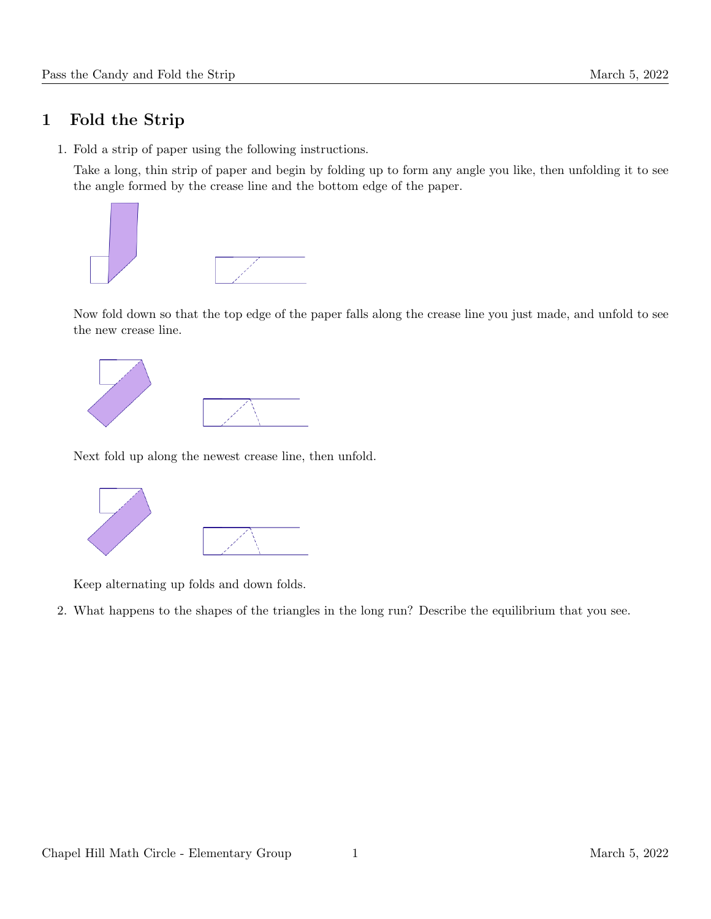# 1 Fold the Strip

1. Fold a strip of paper using the following instructions.

   Take a long, thin strip of paper and begin by folding up to form any angle you like, then unfolding it to see the angle formed by the crease line and the bottom edge of the paper.

   Now fold down so that the top edge of the paper falls along the crease line you just made, and unfold to see the new crease line.

   Next fold up along the newest crease line, then unfold.

   Keep alternating up folds and down folds.

2. What happens to the shapes of the triangles in the long run? Describe the equilibrium that you see.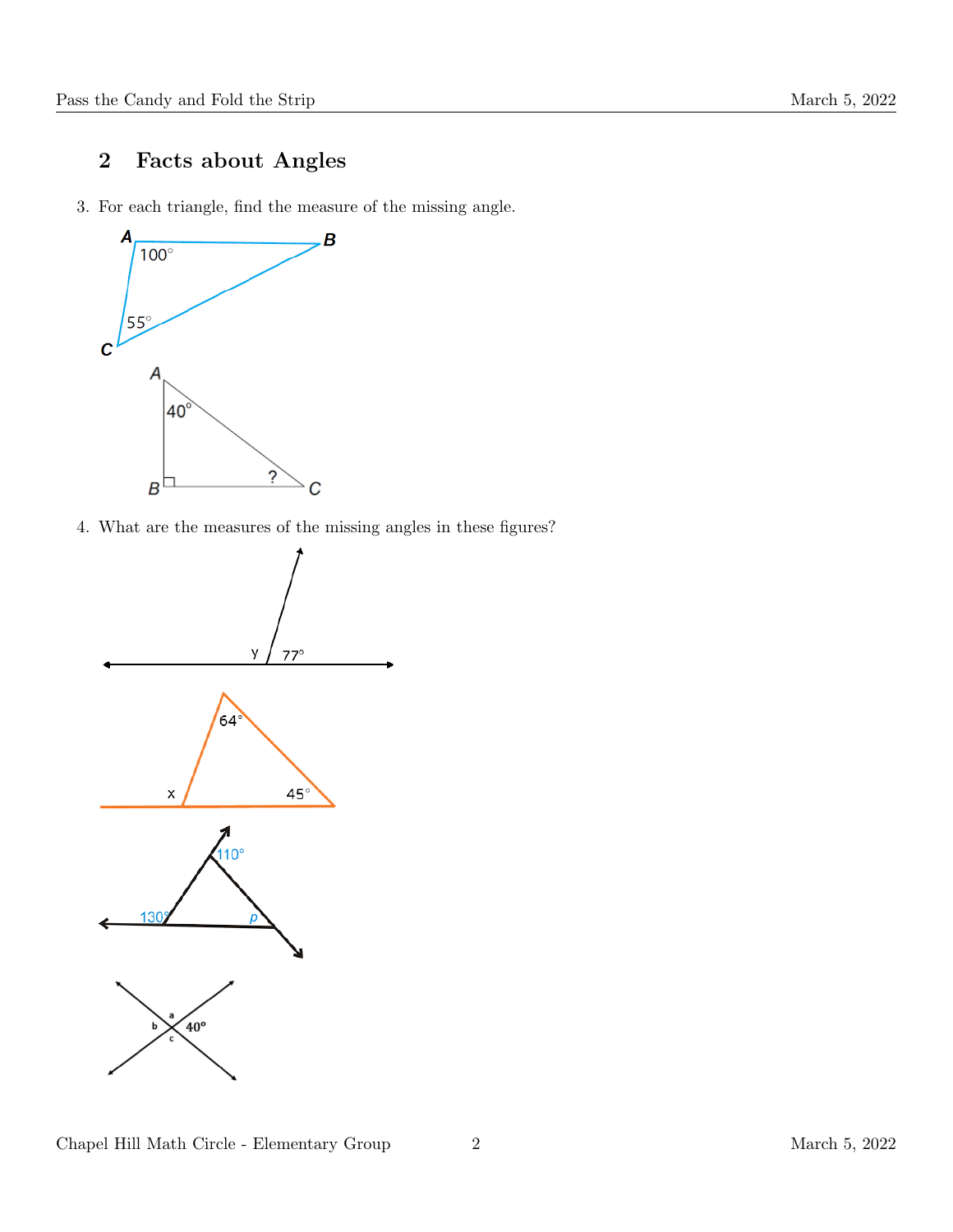## 2 Facts about Angles

3. For each triangle, find the measure of the missing angle.

4. What are the measures of the missing angles in these figures?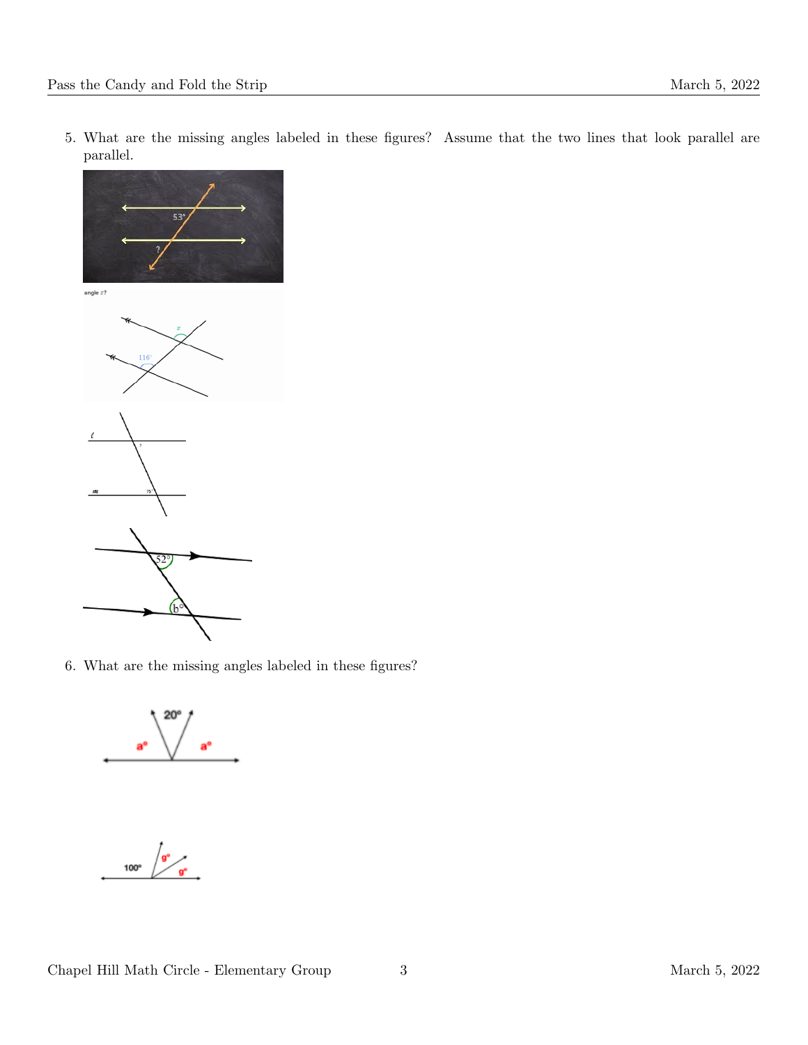5. What are the missing angles labeled in these figures? Assume that the two lines that look parallel are parallel.

6. What are the missing angles labeled in these figures?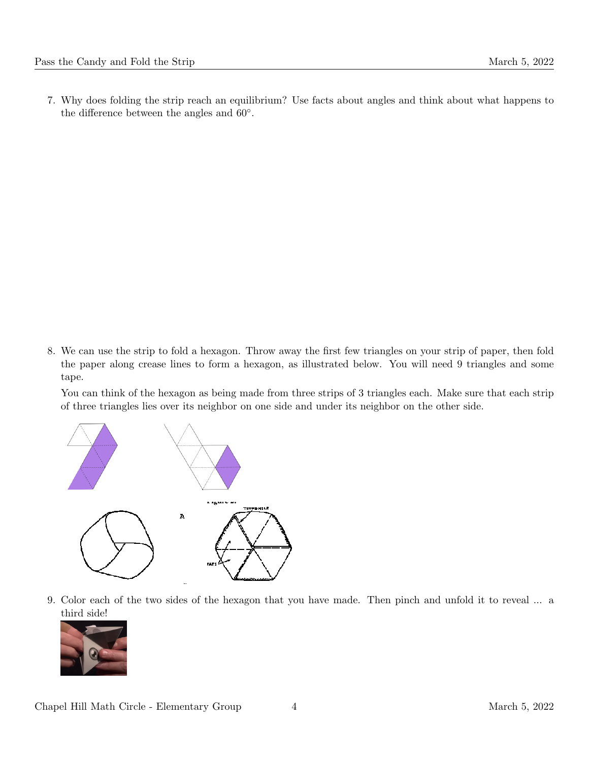7. Why does folding the strip reach an equilibrium? Use facts about angles and think about what happens to the difference between the angles and $60^\circ$.

8. We can use the strip to fold a hexagon. Throw away the first few triangles on your strip of paper, then fold the paper along crease lines to form a hexagon, as illustrated below. You will need 9 triangles and some tape.

   You can think of the hexagon as being made from three strips of 3 triangles each. Make sure that each strip of three triangles lies over its neighbor on one side and under its neighbor on the other side.

9. Color each of the two sides of the hexagon that you have made. Then pinch and unfold it to reveal ... a third side!